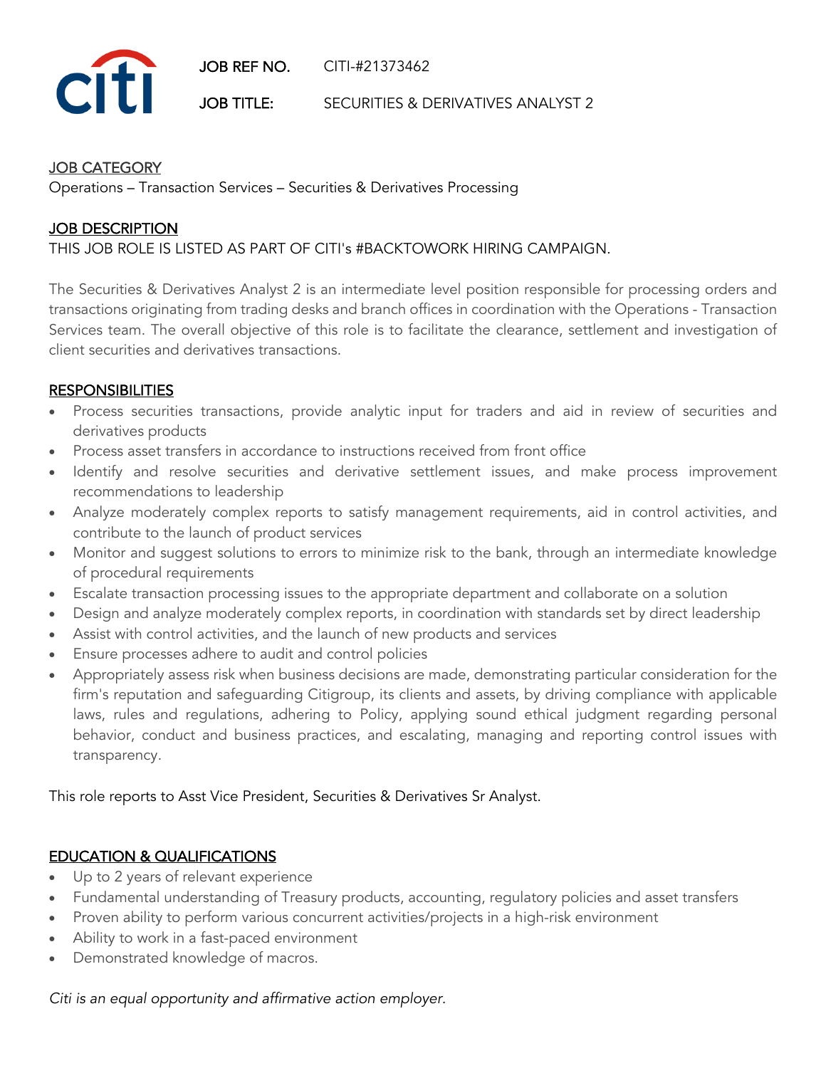citi

**JOB REF NO.** CITI-#21373462

**JOB TITLE:** SECURITIES & DERIVATIVES ANALYST 2

## JOB CATEGORY

Operations – Transaction Services – Securities & Derivatives Processing

## JOB DESCRIPTION

THIS JOB ROLE IS LISTED AS PART OF CITI's #BACKTOWORK HIRING CAMPAIGN.

The Securities & Derivatives Analyst 2 is an intermediate level position responsible for processing orders and transactions originating from trading desks and branch offices in coordination with the Operations - Transaction Services team. The overall objective of this role is to facilitate the clearance, settlement and investigation of client securities and derivatives transactions.

## RESPONSIBILITIES

- Process securities transactions, provide analytic input for traders and aid in review of securities and derivatives products
- Process asset transfers in accordance to instructions received from front office
- Identify and resolve securities and derivative settlement issues, and make process improvement recommendations to leadership
- Analyze moderately complex reports to satisfy management requirements, aid in control activities, and contribute to the launch of product services
- Monitor and suggest solutions to errors to minimize risk to the bank, through an intermediate knowledge of procedural requirements
- Escalate transaction processing issues to the appropriate department and collaborate on a solution
- Design and analyze moderately complex reports, in coordination with standards set by direct leadership
- Assist with control activities, and the launch of new products and services
- Ensure processes adhere to audit and control policies
- Appropriately assess risk when business decisions are made, demonstrating particular consideration for the firm's reputation and safeguarding Citigroup, its clients and assets, by driving compliance with applicable laws, rules and regulations, adhering to Policy, applying sound ethical judgment regarding personal behavior, conduct and business practices, and escalating, managing and reporting control issues with transparency.

This role reports to Asst Vice President, Securities & Derivatives Sr Analyst.

## EDUCATION & QUALIFICATIONS

- Up to 2 years of relevant experience
- Fundamental understanding of Treasury products, accounting, regulatory policies and asset transfers
- Proven ability to perform various concurrent activities/projects in a high-risk environment
- Ability to work in a fast-paced environment
- Demonstrated knowledge of macros.

*Citi is an equal opportunity and affirmative action employer.*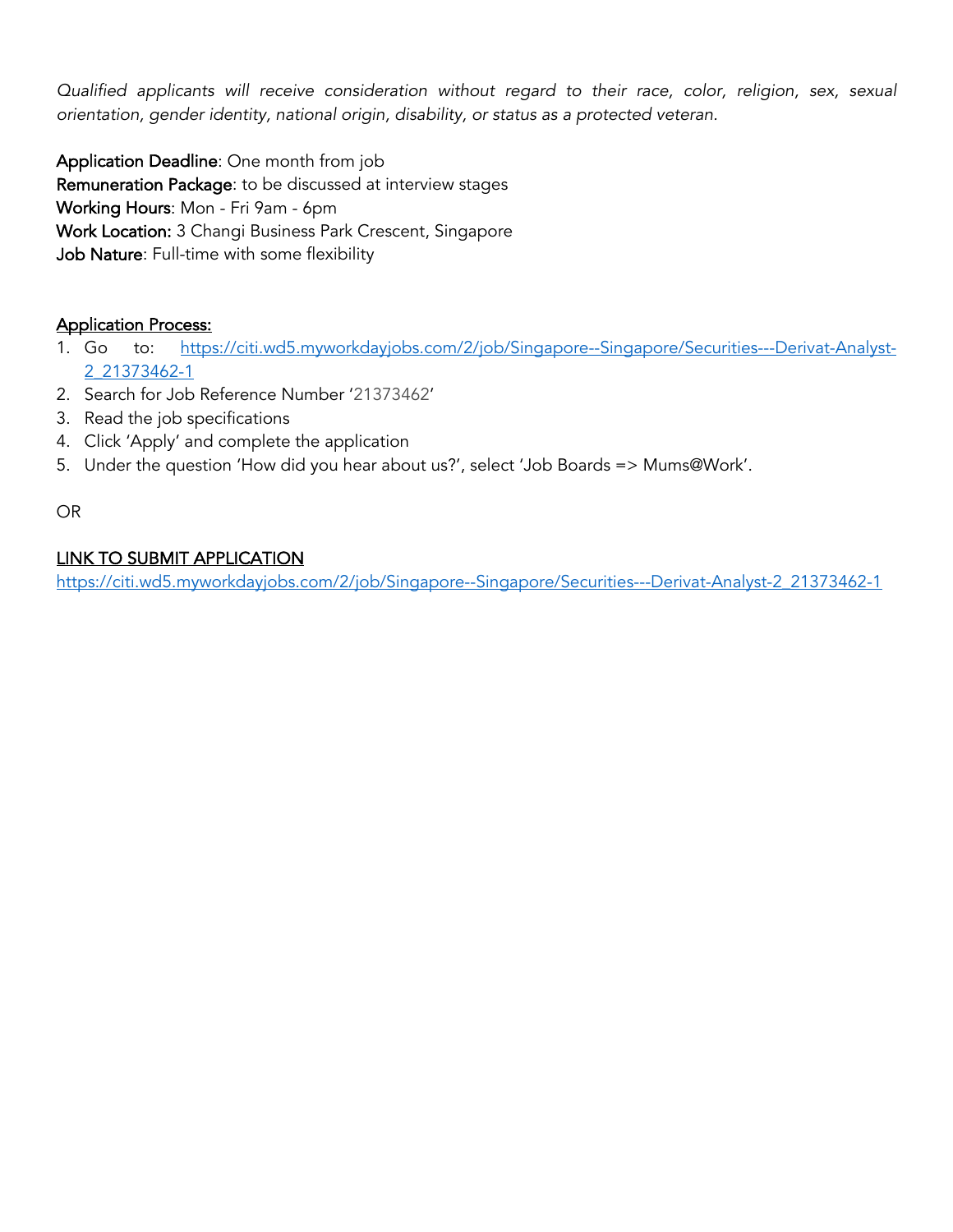*Qualified applicants will receive consideration without regard to their race, color, religion, sex, sexual orientation, gender identity, national origin, disability, or status as a protected veteran.*

**Application Deadline**: One month from job
**Remuneration Package**: to be discussed at interview stages
**Working Hours**: Mon - Fri 9am - 6pm
**Work Location:** 3 Changi Business Park Crescent, Singapore
**Job Nature**: Full-time with some flexibility

**Application Process:**

1. Go to: [https://citi.wd5.myworkdayjobs.com/2/job/Singapore--Singapore/Securities---Derivat-Analyst-2_21373462-1](https://citi.wd5.myworkdayjobs.com/2/job/Singapore--Singapore/Securities---Derivat-Analyst-2_21373462-1)
2. Search for Job Reference Number '21373462'
3. Read the job specifications
4. Click 'Apply' and complete the application
5. Under the question 'How did you hear about us?', select 'Job Boards => Mums@Work'.

OR

**LINK TO SUBMIT APPLICATION**
[https://citi.wd5.myworkdayjobs.com/2/job/Singapore--Singapore/Securities---Derivat-Analyst-2_21373462-1](https://citi.wd5.myworkdayjobs.com/2/job/Singapore--Singapore/Securities---Derivat-Analyst-2_21373462-1)